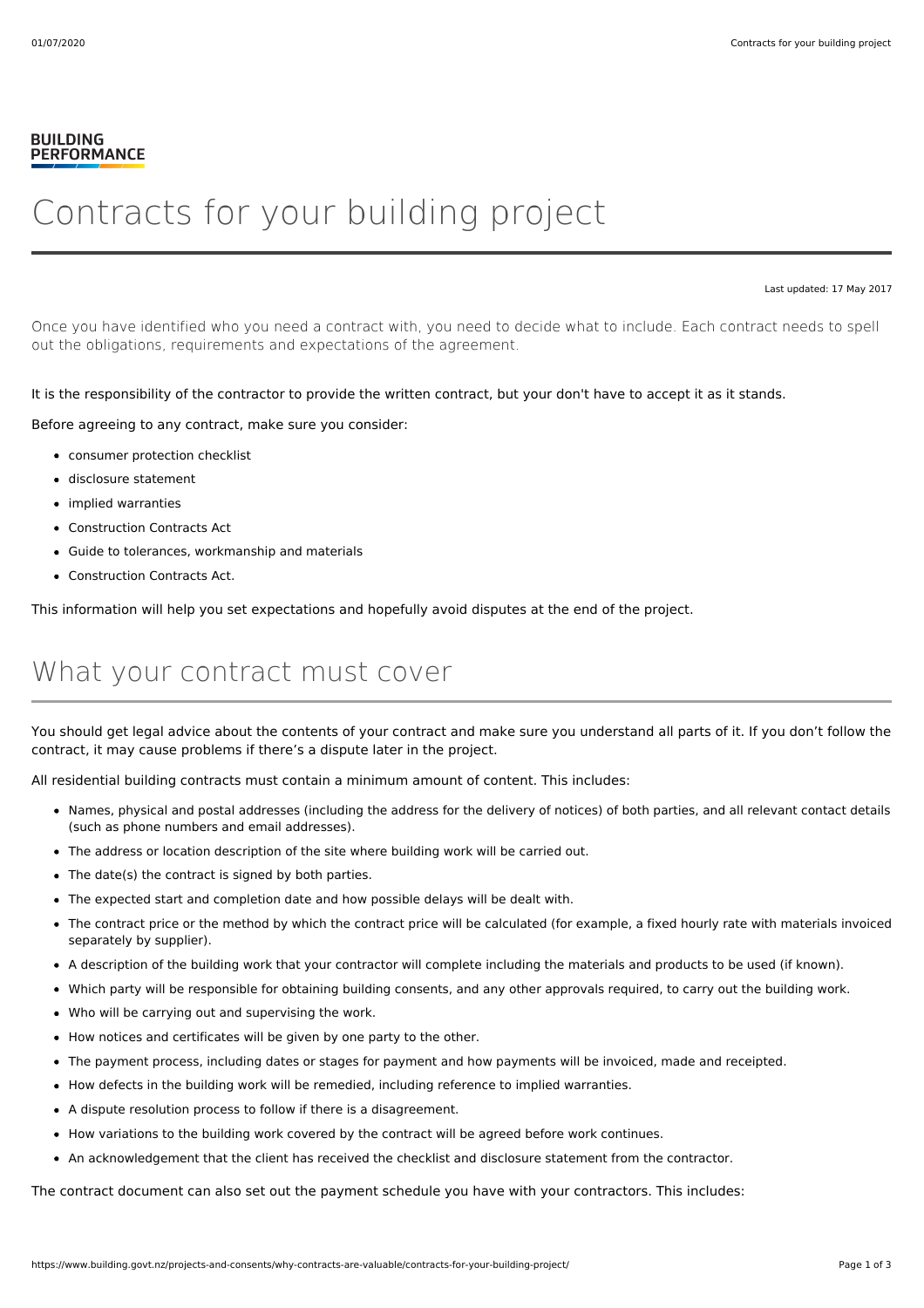BUILDING
PERFORMANCE

# Contracts for your building project

Last updated: 17 May 2017

Once you have identified who you need a contract with, you need to decide what to include. Each contract needs to spell out the obligations, requirements and expectations of the agreement.

It is the responsibility of the contractor to provide the written contract, but your don't have to accept it as it stands.

Before agreeing to any contract, make sure you consider:

- consumer protection checklist
- disclosure statement
- implied warranties
- Construction Contracts Act
- Guide to tolerances, workmanship and materials
- Construction Contracts Act.

This information will help you set expectations and hopefully avoid disputes at the end of the project.

## What your contract must cover

You should get legal advice about the contents of your contract and make sure you understand all parts of it. If you don't follow the contract, it may cause problems if there's a dispute later in the project.

All residential building contracts must contain a minimum amount of content. This includes:

- Names, physical and postal addresses (including the address for the delivery of notices) of both parties, and all relevant contact details (such as phone numbers and email addresses).
- The address or location description of the site where building work will be carried out.
- The date(s) the contract is signed by both parties.
- The expected start and completion date and how possible delays will be dealt with.
- The contract price or the method by which the contract price will be calculated (for example, a fixed hourly rate with materials invoiced separately by supplier).
- A description of the building work that your contractor will complete including the materials and products to be used (if known).
- Which party will be responsible for obtaining building consents, and any other approvals required, to carry out the building work.
- Who will be carrying out and supervising the work.
- How notices and certificates will be given by one party to the other.
- The payment process, including dates or stages for payment and how payments will be invoiced, made and receipted.
- How defects in the building work will be remedied, including reference to implied warranties.
- A dispute resolution process to follow if there is a disagreement.
- How variations to the building work covered by the contract will be agreed before work continues.
- An acknowledgement that the client has received the checklist and disclosure statement from the contractor.

The contract document can also set out the payment schedule you have with your contractors. This includes: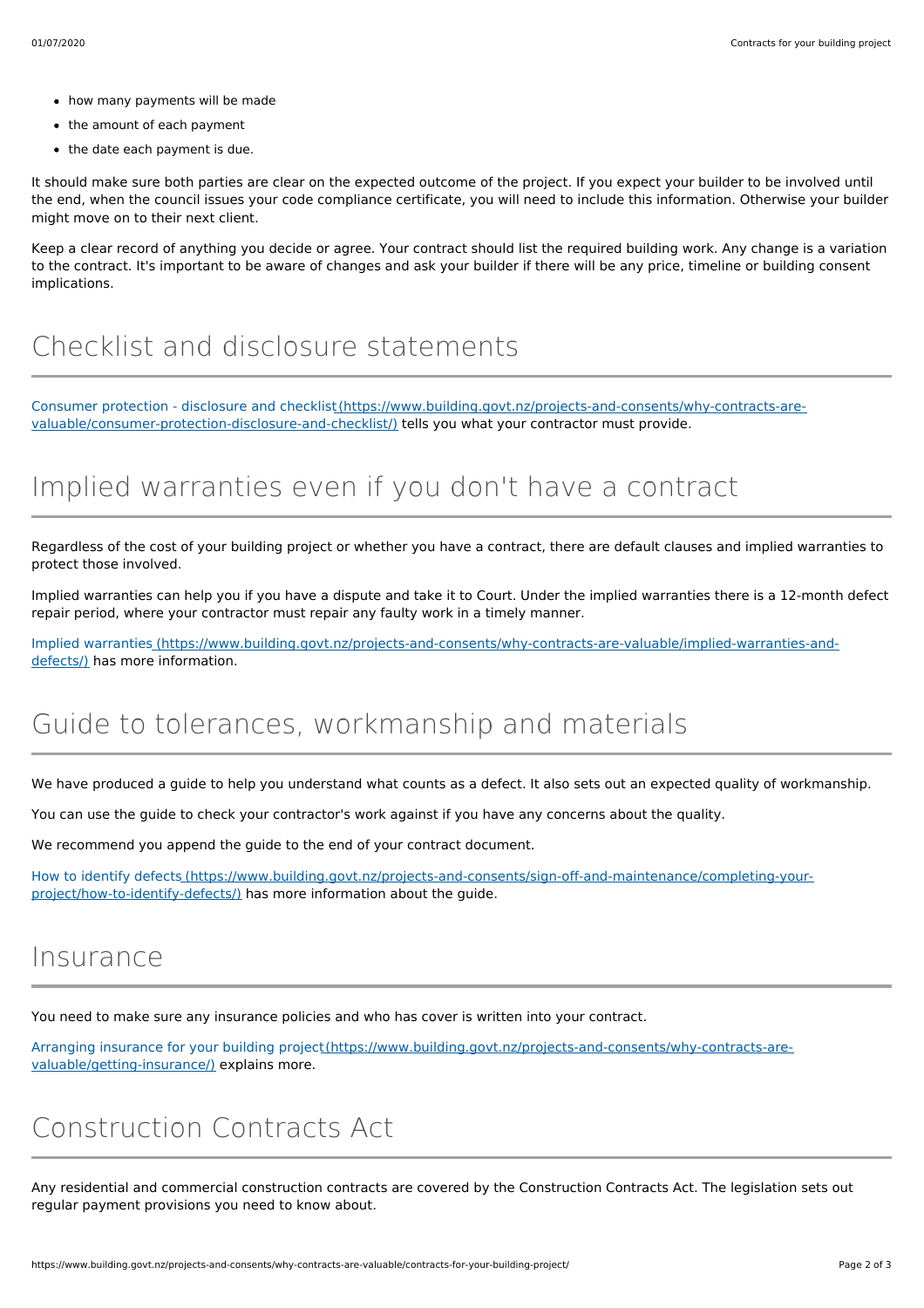- how many payments will be made
- the amount of each payment
- the date each payment is due.

It should make sure both parties are clear on the expected outcome of the project. If you expect your builder to be involved until the end, when the council issues your code compliance certificate, you will need to include this information. Otherwise your builder might move on to their next client.

Keep a clear record of anything you decide or agree. Your contract should list the required building work. Any change is a variation to the contract. It's important to be aware of changes and ask your builder if there will be any price, timeline or building consent implications.

## Checklist and disclosure statements

Consumer protection - disclosure and checklist (https://www.building.govt.nz/projects-and-consents/why-contracts-are-valuable/consumer-protection-disclosure-and-checklist/) tells you what your contractor must provide.

## Implied warranties even if you don't have a contract

Regardless of the cost of your building project or whether you have a contract, there are default clauses and implied warranties to protect those involved.

Implied warranties can help you if you have a dispute and take it to Court. Under the implied warranties there is a 12-month defect repair period, where your contractor must repair any faulty work in a timely manner.

Implied warranties (https://www.building.govt.nz/projects-and-consents/why-contracts-are-valuable/implied-warranties-and-defects/) has more information.

## Guide to tolerances, workmanship and materials

We have produced a guide to help you understand what counts as a defect. It also sets out an expected quality of workmanship.

You can use the guide to check your contractor's work against if you have any concerns about the quality.

We recommend you append the guide to the end of your contract document.

How to identify defects (https://www.building.govt.nz/projects-and-consents/sign-off-and-maintenance/completing-your-project/how-to-identify-defects/) has more information about the guide.

## Insurance

You need to make sure any insurance policies and who has cover is written into your contract.

Arranging insurance for your building project (https://www.building.govt.nz/projects-and-consents/why-contracts-are-valuable/getting-insurance/) explains more.

## Construction Contracts Act

Any residential and commercial construction contracts are covered by the Construction Contracts Act. The legislation sets out regular payment provisions you need to know about.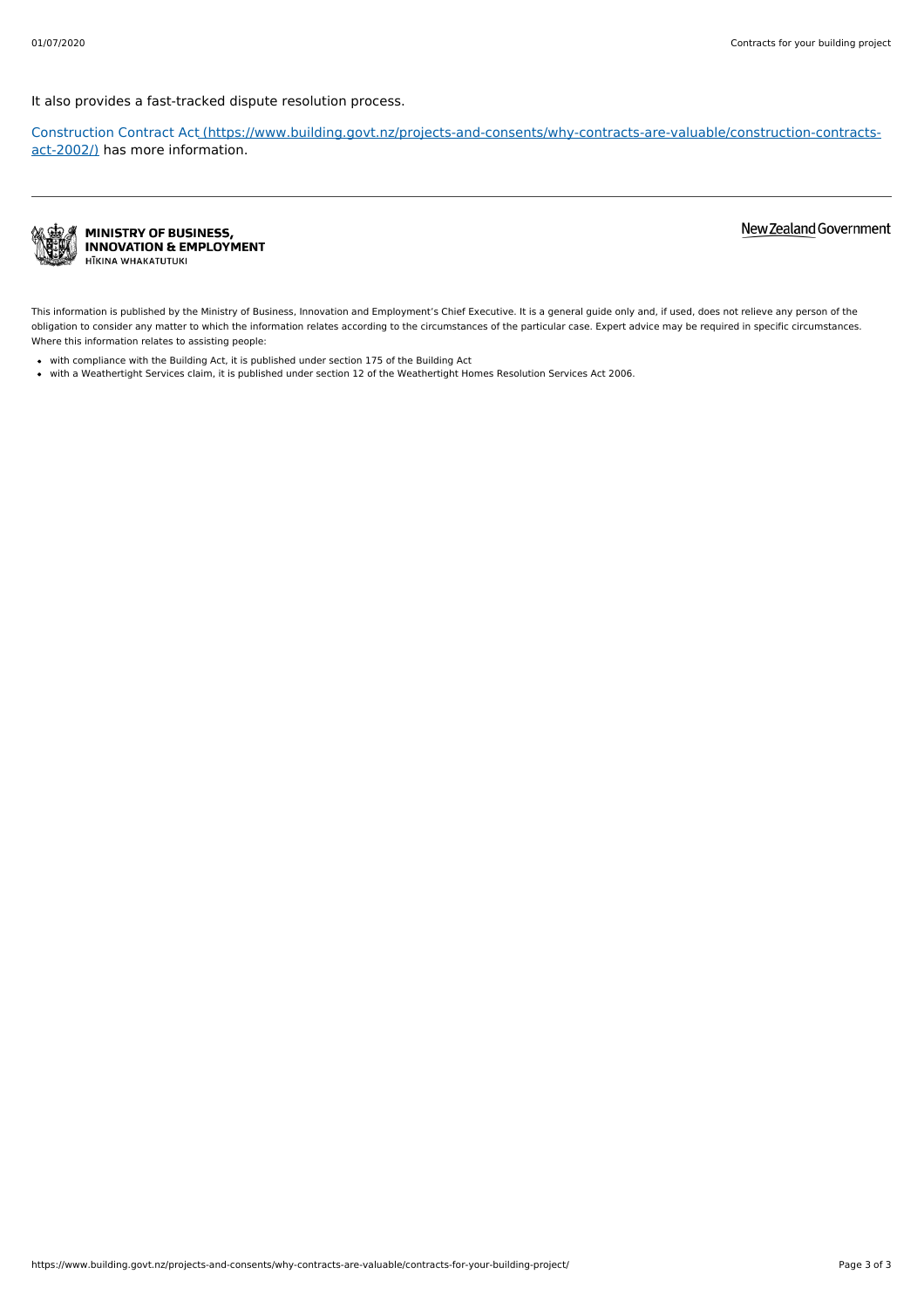It also provides a fast-tracked dispute resolution process.

Construction Contract Act (https://www.building.govt.nz/projects-and-consents/why-contracts-are-valuable/construction-contracts-act-2002/) has more information.

---

**MINISTRY OF BUSINESS, INNOVATION & EMPLOYMENT**
HĪKINA WHAKATUTUKI

New Zealand Government

This information is published by the Ministry of Business, Innovation and Employment's Chief Executive. It is a general guide only and, if used, does not relieve any person of the obligation to consider any matter to which the information relates according to the circumstances of the particular case. Expert advice may be required in specific circumstances. Where this information relates to assisting people:

- with compliance with the Building Act, it is published under section 175 of the Building Act
- with a Weathertight Services claim, it is published under section 12 of the Weathertight Homes Resolution Services Act 2006.